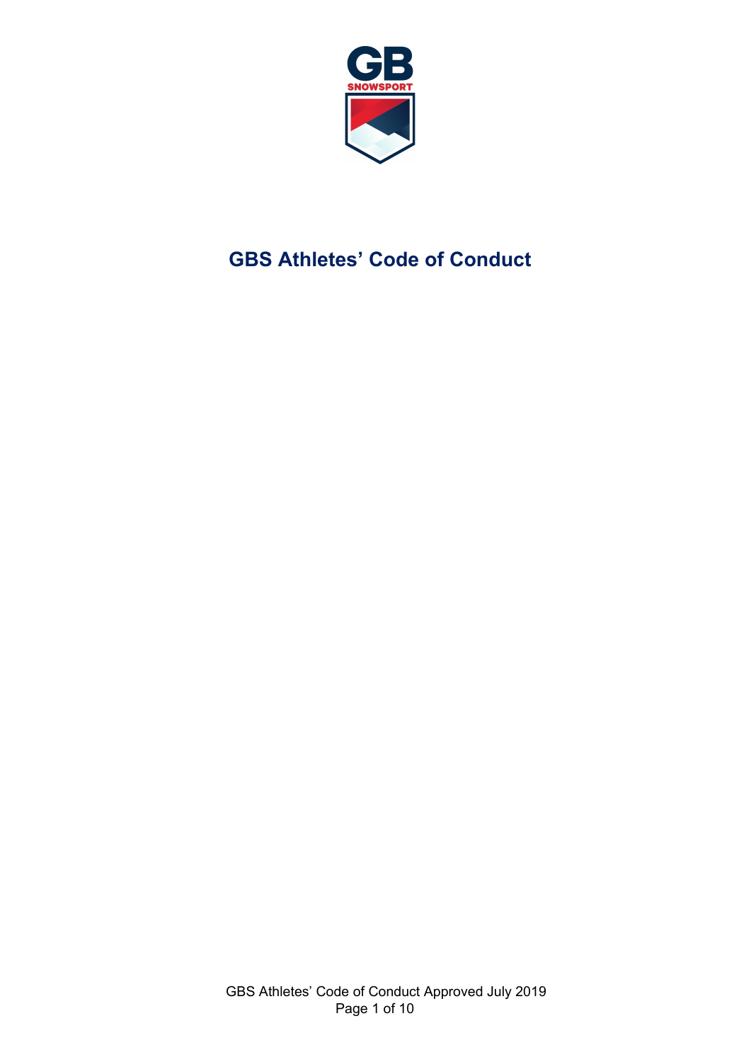# GBS Athletes' Code of Conduct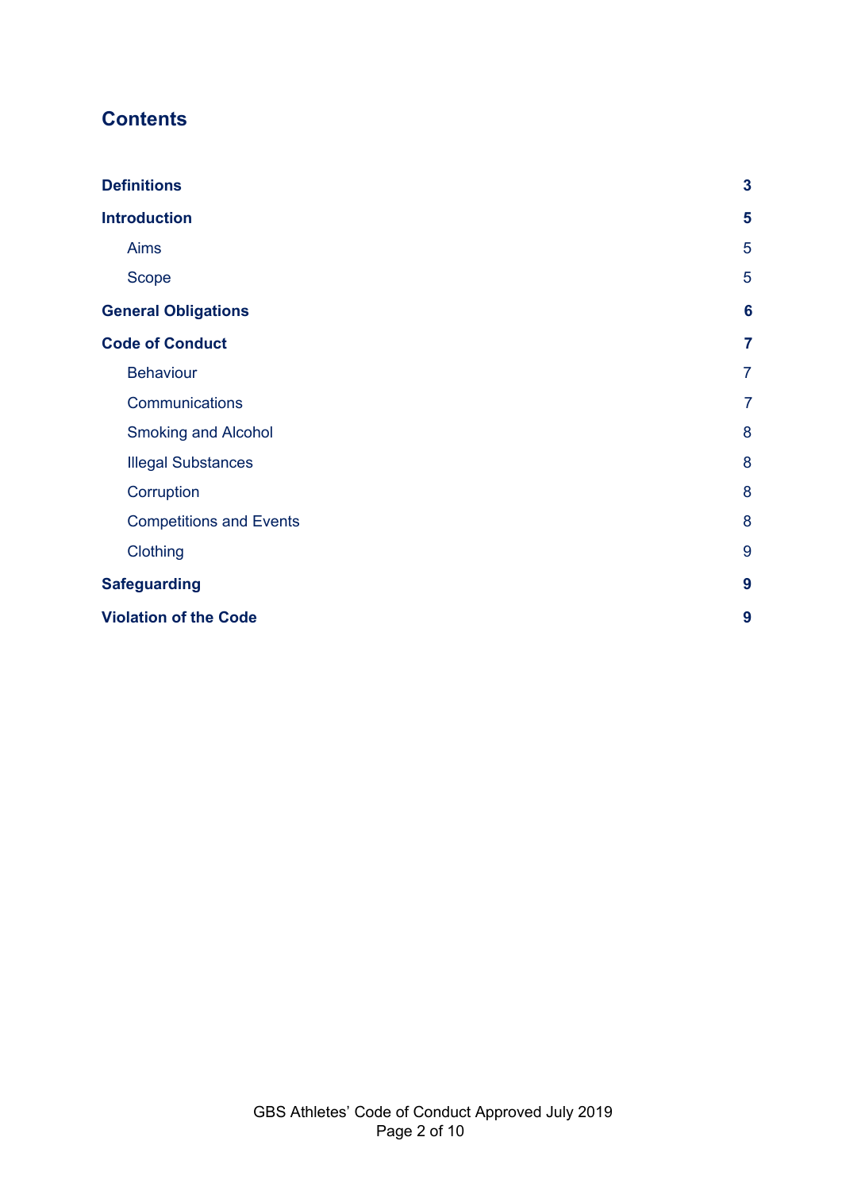## Contents

| | |
|---|---|
| **Definitions** | **3** |
| **Introduction** | **5** |
| Aims | 5 |
| Scope | 5 |
| **General Obligations** | **6** |
| **Code of Conduct** | **7** |
| Behaviour | 7 |
| Communications | 7 |
| Smoking and Alcohol | 8 |
| Illegal Substances | 8 |
| Corruption | 8 |
| Competitions and Events | 8 |
| Clothing | 9 |
| **Safeguarding** | **9** |
| **Violation of the Code** | **9** |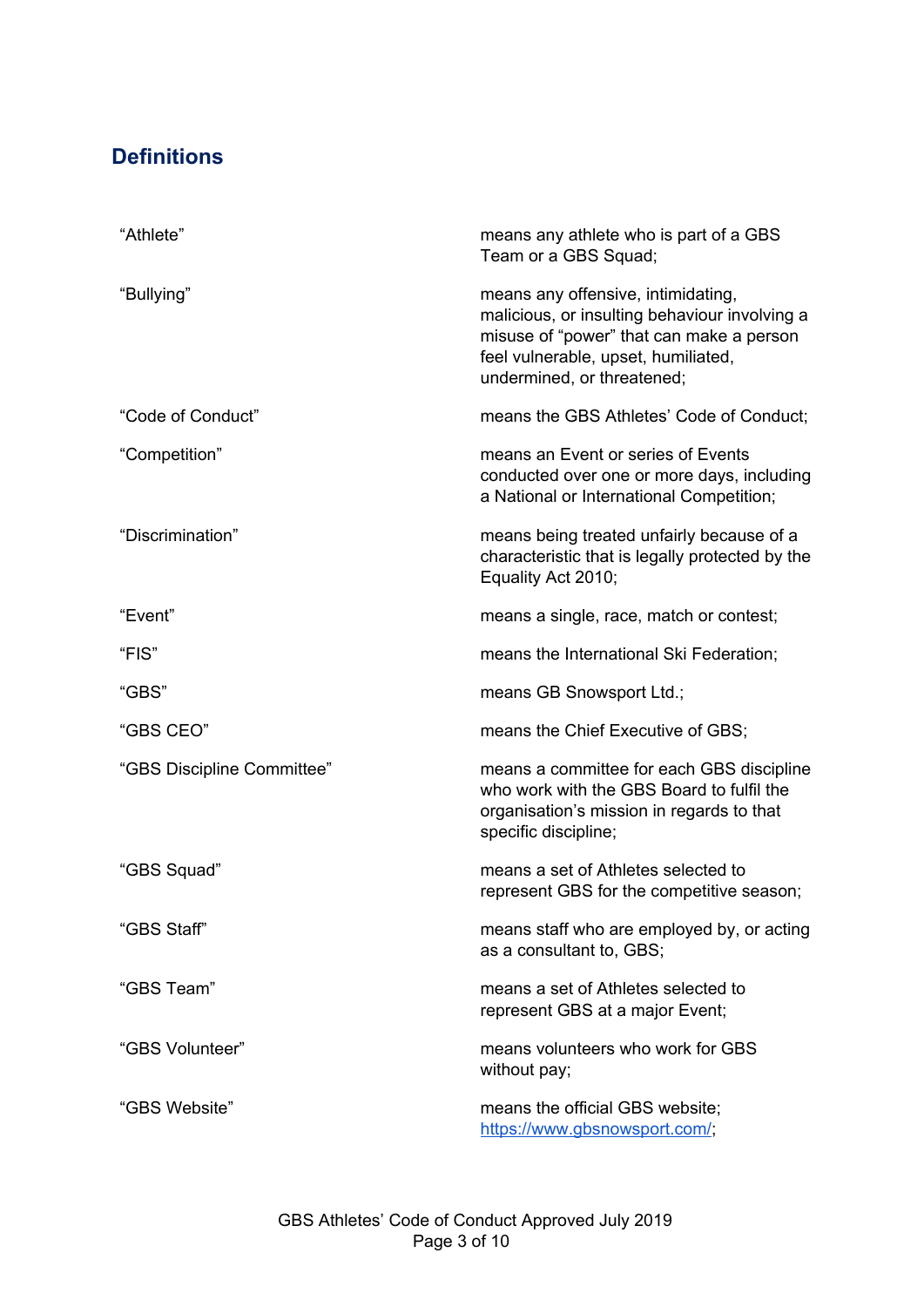## Definitions

| | |
|---|---|
| "Athlete" | means any athlete who is part of a GBS Team or a GBS Squad; |
| "Bullying" | means any offensive, intimidating, malicious, or insulting behaviour involving a misuse of "power" that can make a person feel vulnerable, upset, humiliated, undermined, or threatened; |
| "Code of Conduct" | means the GBS Athletes' Code of Conduct; |
| "Competition" | means an Event or series of Events conducted over one or more days, including a National or International Competition; |
| "Discrimination" | means being treated unfairly because of a characteristic that is legally protected by the Equality Act 2010; |
| "Event" | means a single, race, match or contest; |
| "FIS" | means the International Ski Federation; |
| "GBS" | means GB Snowsport Ltd.; |
| "GBS CEO" | means the Chief Executive of GBS; |
| "GBS Discipline Committee" | means a committee for each GBS discipline who work with the GBS Board to fulfil the organisation's mission in regards to that specific discipline; |
| "GBS Squad" | means a set of Athletes selected to represent GBS for the competitive season; |
| "GBS Staff" | means staff who are employed by, or acting as a consultant to, GBS; |
| "GBS Team" | means a set of Athletes selected to represent GBS at a major Event; |
| "GBS Volunteer" | means volunteers who work for GBS without pay; |
| "GBS Website" | means the official GBS website; https://www.gbsnowsport.com/; |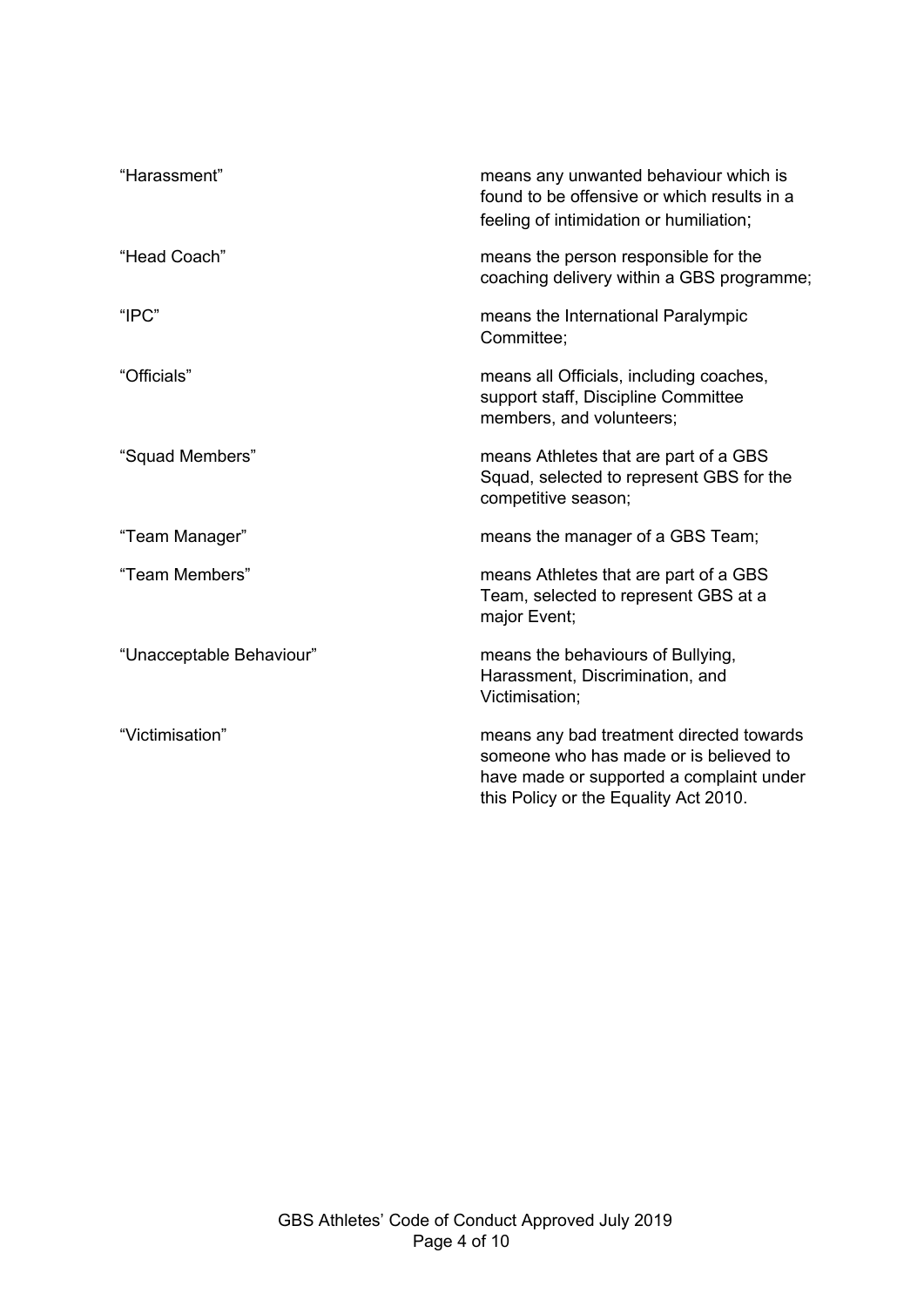| | |
|---|---|
| "Harassment" | means any unwanted behaviour which is found to be offensive or which results in a feeling of intimidation or humiliation; |
| "Head Coach" | means the person responsible for the coaching delivery within a GBS programme; |
| "IPC" | means the International Paralympic Committee; |
| "Officials" | means all Officials, including coaches, support staff, Discipline Committee members, and volunteers; |
| "Squad Members" | means Athletes that are part of a GBS Squad, selected to represent GBS for the competitive season; |
| "Team Manager" | means the manager of a GBS Team; |
| "Team Members" | means Athletes that are part of a GBS Team, selected to represent GBS at a major Event; |
| "Unacceptable Behaviour" | means the behaviours of Bullying, Harassment, Discrimination, and Victimisation; |
| "Victimisation" | means any bad treatment directed towards someone who has made or is believed to have made or supported a complaint under this Policy or the Equality Act 2010. |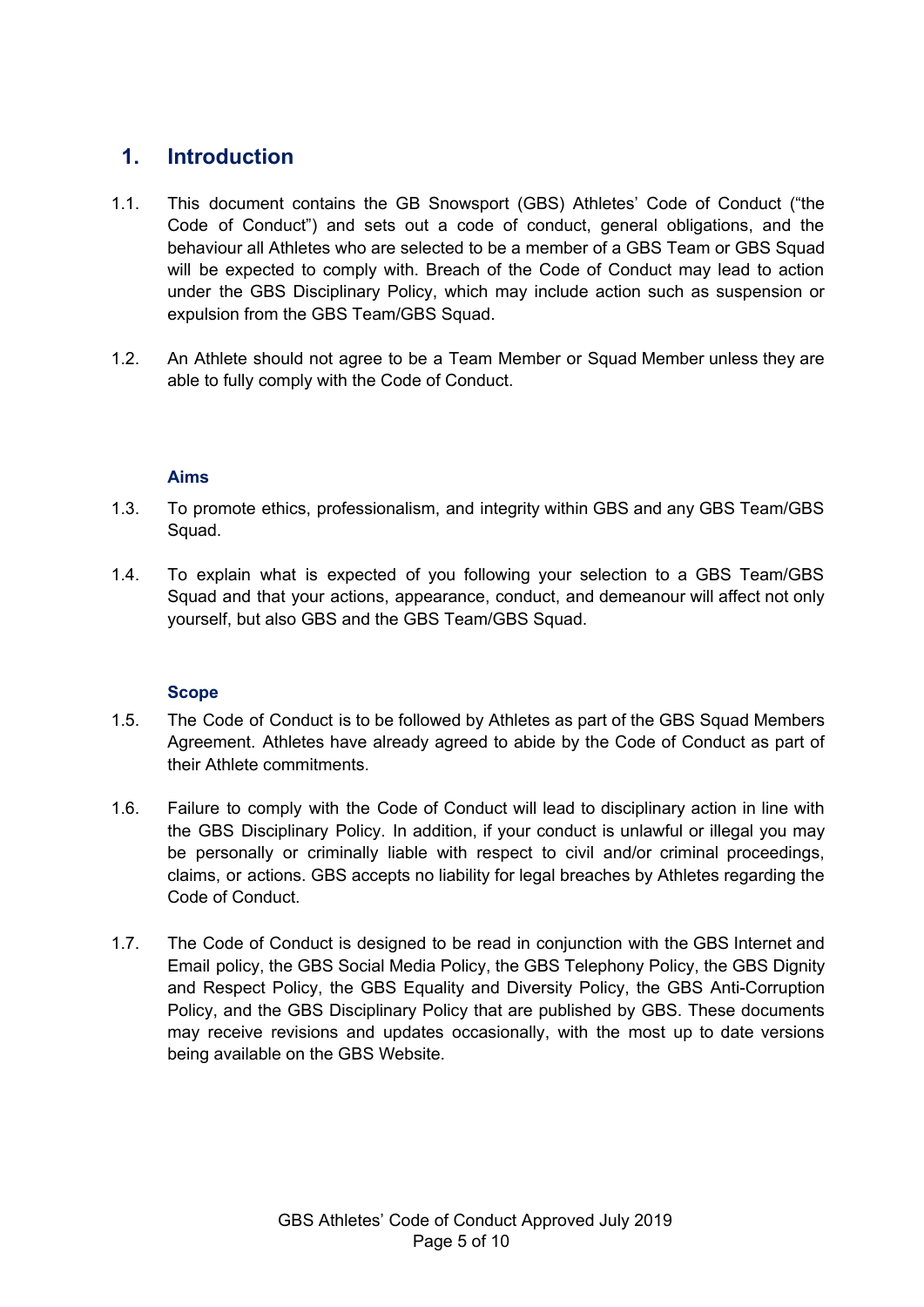## 1. Introduction

1.1. This document contains the GB Snowsport (GBS) Athletes' Code of Conduct ("the Code of Conduct") and sets out a code of conduct, general obligations, and the behaviour all Athletes who are selected to be a member of a GBS Team or GBS Squad will be expected to comply with. Breach of the Code of Conduct may lead to action under the GBS Disciplinary Policy, which may include action such as suspension or expulsion from the GBS Team/GBS Squad.

1.2. An Athlete should not agree to be a Team Member or Squad Member unless they are able to fully comply with the Code of Conduct.

### Aims

1.3. To promote ethics, professionalism, and integrity within GBS and any GBS Team/GBS Squad.

1.4. To explain what is expected of you following your selection to a GBS Team/GBS Squad and that your actions, appearance, conduct, and demeanour will affect not only yourself, but also GBS and the GBS Team/GBS Squad.

### Scope

1.5. The Code of Conduct is to be followed by Athletes as part of the GBS Squad Members Agreement. Athletes have already agreed to abide by the Code of Conduct as part of their Athlete commitments.

1.6. Failure to comply with the Code of Conduct will lead to disciplinary action in line with the GBS Disciplinary Policy. In addition, if your conduct is unlawful or illegal you may be personally or criminally liable with respect to civil and/or criminal proceedings, claims, or actions. GBS accepts no liability for legal breaches by Athletes regarding the Code of Conduct.

1.7. The Code of Conduct is designed to be read in conjunction with the GBS Internet and Email policy, the GBS Social Media Policy, the GBS Telephony Policy, the GBS Dignity and Respect Policy, the GBS Equality and Diversity Policy, the GBS Anti-Corruption Policy, and the GBS Disciplinary Policy that are published by GBS. These documents may receive revisions and updates occasionally, with the most up to date versions being available on the GBS Website.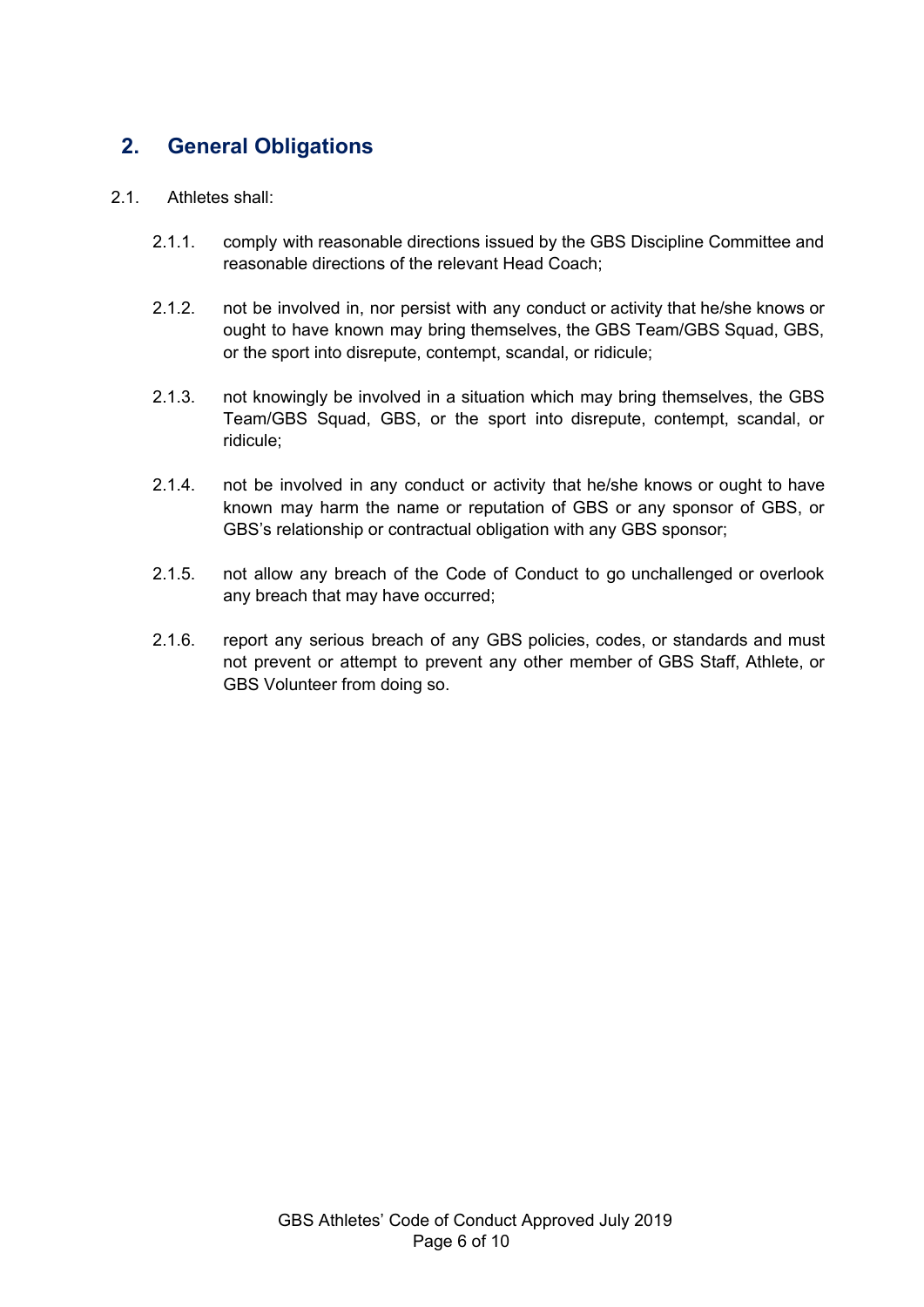## 2. General Obligations

2.1. Athletes shall:

2.1.1. comply with reasonable directions issued by the GBS Discipline Committee and reasonable directions of the relevant Head Coach;

2.1.2. not be involved in, nor persist with any conduct or activity that he/she knows or ought to have known may bring themselves, the GBS Team/GBS Squad, GBS, or the sport into disrepute, contempt, scandal, or ridicule;

2.1.3. not knowingly be involved in a situation which may bring themselves, the GBS Team/GBS Squad, GBS, or the sport into disrepute, contempt, scandal, or ridicule;

2.1.4. not be involved in any conduct or activity that he/she knows or ought to have known may harm the name or reputation of GBS or any sponsor of GBS, or GBS's relationship or contractual obligation with any GBS sponsor;

2.1.5. not allow any breach of the Code of Conduct to go unchallenged or overlook any breach that may have occurred;

2.1.6. report any serious breach of any GBS policies, codes, or standards and must not prevent or attempt to prevent any other member of GBS Staff, Athlete, or GBS Volunteer from doing so.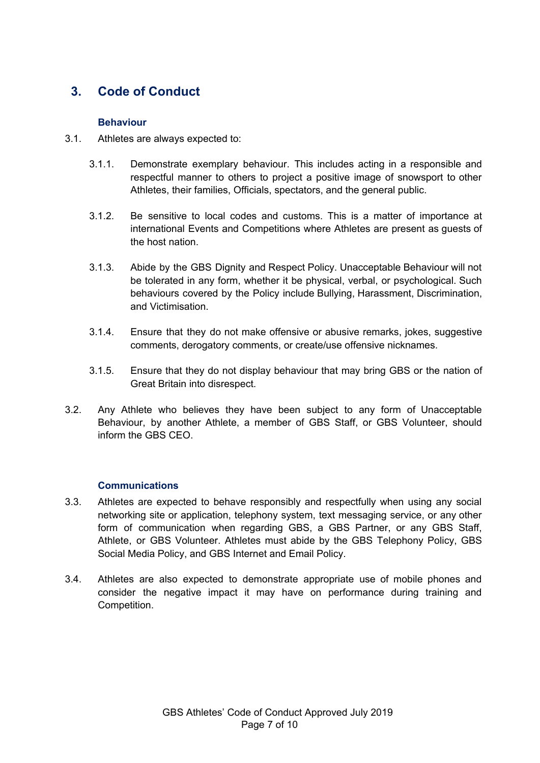## 3. Code of Conduct

### Behaviour

3.1. Athletes are always expected to:

3.1.1. Demonstrate exemplary behaviour. This includes acting in a responsible and respectful manner to others to project a positive image of snowsport to other Athletes, their families, Officials, spectators, and the general public.

3.1.2. Be sensitive to local codes and customs. This is a matter of importance at international Events and Competitions where Athletes are present as guests of the host nation.

3.1.3. Abide by the GBS Dignity and Respect Policy. Unacceptable Behaviour will not be tolerated in any form, whether it be physical, verbal, or psychological. Such behaviours covered by the Policy include Bullying, Harassment, Discrimination, and Victimisation.

3.1.4. Ensure that they do not make offensive or abusive remarks, jokes, suggestive comments, derogatory comments, or create/use offensive nicknames.

3.1.5. Ensure that they do not display behaviour that may bring GBS or the nation of Great Britain into disrespect.

3.2. Any Athlete who believes they have been subject to any form of Unacceptable Behaviour, by another Athlete, a member of GBS Staff, or GBS Volunteer, should inform the GBS CEO.

### Communications

3.3. Athletes are expected to behave responsibly and respectfully when using any social networking site or application, telephony system, text messaging service, or any other form of communication when regarding GBS, a GBS Partner, or any GBS Staff, Athlete, or GBS Volunteer. Athletes must abide by the GBS Telephony Policy, GBS Social Media Policy, and GBS Internet and Email Policy.

3.4. Athletes are also expected to demonstrate appropriate use of mobile phones and consider the negative impact it may have on performance during training and Competition.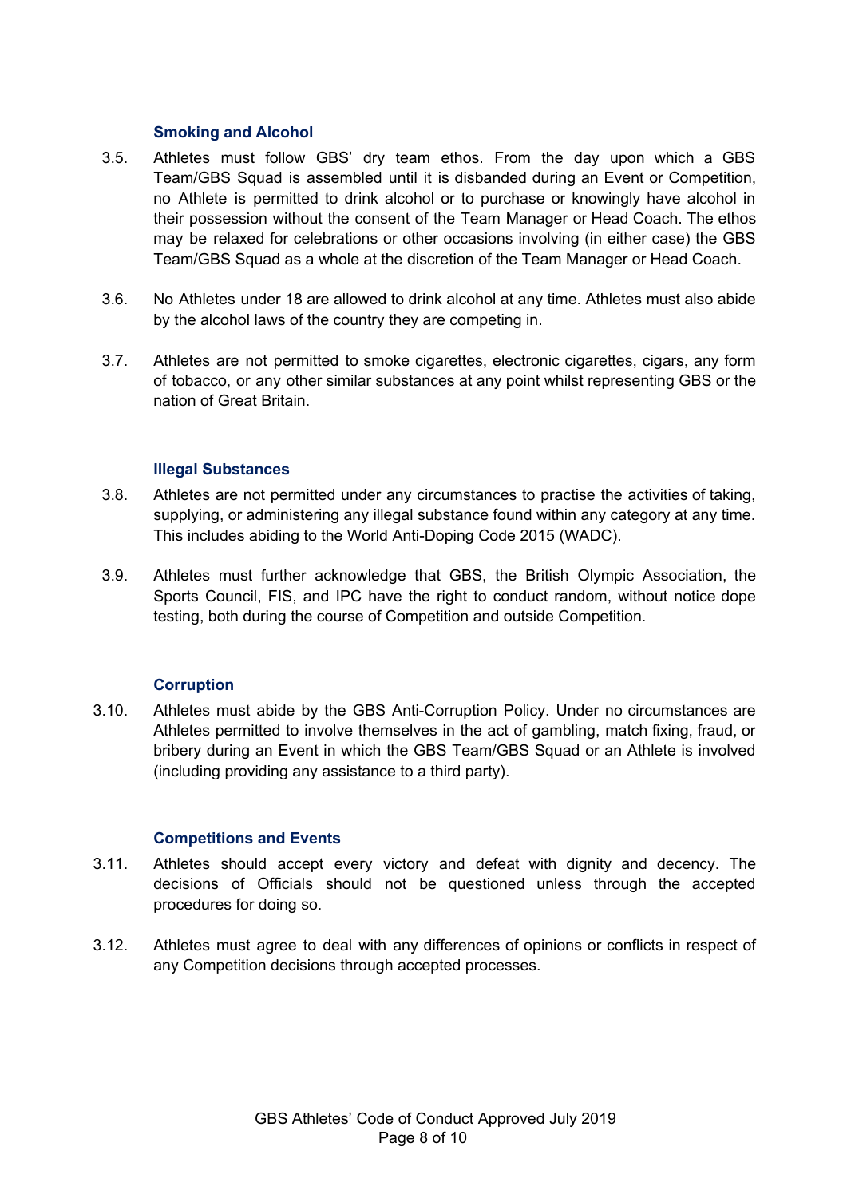### Smoking and Alcohol

3.5. Athletes must follow GBS' dry team ethos. From the day upon which a GBS Team/GBS Squad is assembled until it is disbanded during an Event or Competition, no Athlete is permitted to drink alcohol or to purchase or knowingly have alcohol in their possession without the consent of the Team Manager or Head Coach. The ethos may be relaxed for celebrations or other occasions involving (in either case) the GBS Team/GBS Squad as a whole at the discretion of the Team Manager or Head Coach.

3.6. No Athletes under 18 are allowed to drink alcohol at any time. Athletes must also abide by the alcohol laws of the country they are competing in.

3.7. Athletes are not permitted to smoke cigarettes, electronic cigarettes, cigars, any form of tobacco, or any other similar substances at any point whilst representing GBS or the nation of Great Britain.

### Illegal Substances

3.8. Athletes are not permitted under any circumstances to practise the activities of taking, supplying, or administering any illegal substance found within any category at any time. This includes abiding to the World Anti-Doping Code 2015 (WADC).

3.9. Athletes must further acknowledge that GBS, the British Olympic Association, the Sports Council, FIS, and IPC have the right to conduct random, without notice dope testing, both during the course of Competition and outside Competition.

### Corruption

3.10. Athletes must abide by the GBS Anti-Corruption Policy. Under no circumstances are Athletes permitted to involve themselves in the act of gambling, match fixing, fraud, or bribery during an Event in which the GBS Team/GBS Squad or an Athlete is involved (including providing any assistance to a third party).

### Competitions and Events

3.11. Athletes should accept every victory and defeat with dignity and decency. The decisions of Officials should not be questioned unless through the accepted procedures for doing so.

3.12. Athletes must agree to deal with any differences of opinions or conflicts in respect of any Competition decisions through accepted processes.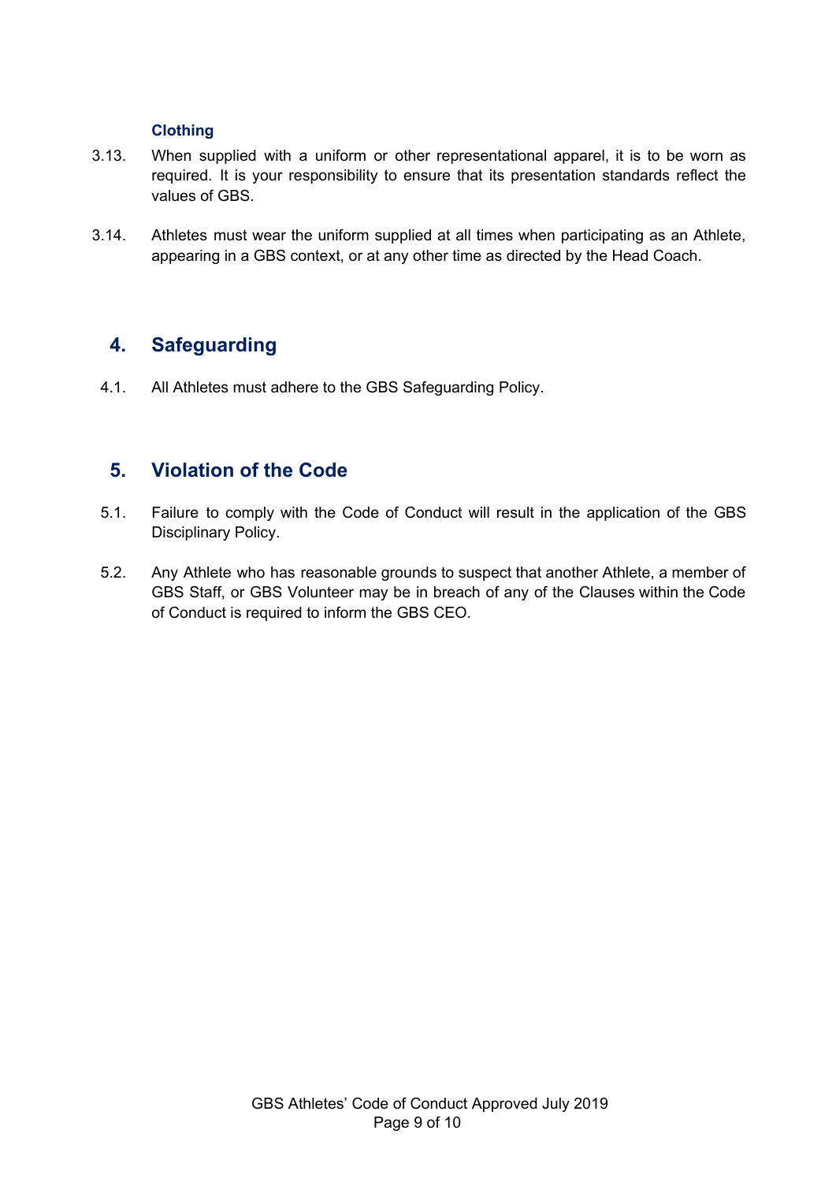### Clothing

3.13. When supplied with a uniform or other representational apparel, it is to be worn as required. It is your responsibility to ensure that its presentation standards reflect the values of GBS.

3.14. Athletes must wear the uniform supplied at all times when participating as an Athlete, appearing in a GBS context, or at any other time as directed by the Head Coach.

## 4. Safeguarding

4.1. All Athletes must adhere to the GBS Safeguarding Policy.

## 5. Violation of the Code

5.1. Failure to comply with the Code of Conduct will result in the application of the GBS Disciplinary Policy.

5.2. Any Athlete who has reasonable grounds to suspect that another Athlete, a member of GBS Staff, or GBS Volunteer may be in breach of any of the Clauses within the Code of Conduct is required to inform the GBS CEO.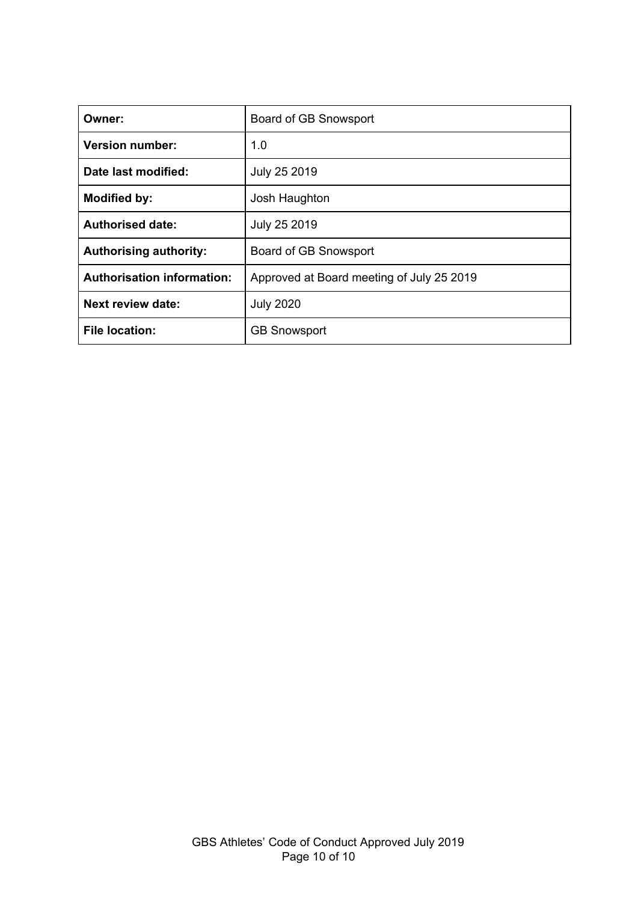| | |
|---|---|
| **Owner:** | Board of GB Snowsport |
| **Version number:** | 1.0 |
| **Date last modified:** | July 25 2019 |
| **Modified by:** | Josh Haughton |
| **Authorised date:** | July 25 2019 |
| **Authorising authority:** | Board of GB Snowsport |
| **Authorisation information:** | Approved at Board meeting of July 25 2019 |
| **Next review date:** | July 2020 |
| **File location:** | GB Snowsport |